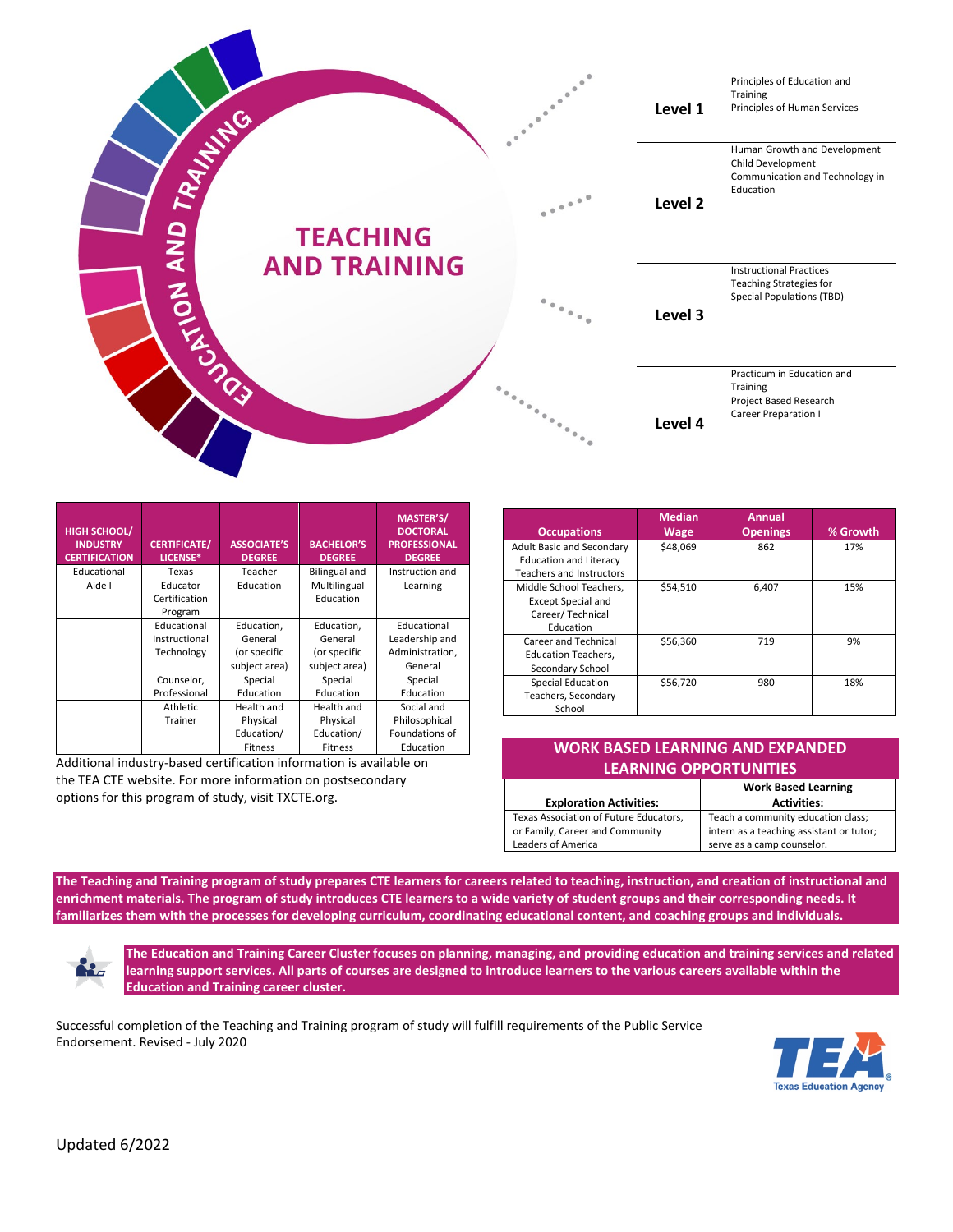# TEACHING AND TRAINING

EDUCATION AND TRAINING

| Level | Courses |
| --- | --- |
| Level 1 | Principles of Education and Training<br>Principles of Human Services |
| Level 2 | Human Growth and Development<br>Child Development<br>Communication and Technology in Education |
| Level 3 | Instructional Practices<br>Teaching Strategies for Special Populations (TBD) |
| Level 4 | Practicum in Education and Training<br>Project Based Research<br>Career Preparation I |

| HIGH SCHOOL/ INDUSTRY CERTIFICATION | CERTIFICATE/ LICENSE* | ASSOCIATE'S DEGREE | BACHELOR'S DEGREE | MASTER'S/ DOCTORAL PROFESSIONAL DEGREE |
| --- | --- | --- | --- | --- |
| Educational Aide I | Texas Educator Certification Program | Teacher Education | Bilingual and Multilingual Education | Instruction and Learning |
| | Educational Instructional Technology | Education, General (or specific subject area) | Education, General (or specific subject area) | Educational Leadership and Administration, General |
| | Counselor, Professional | Special Education | Special Education | Special Education |
| | Athletic Trainer | Health and Physical Education/ Fitness | Health and Physical Education/ Fitness | Social and Philosophical Foundations of Education |

Additional industry-based certification information is available on the TEA CTE website. For more information on postsecondary options for this program of study, visit TXCTE.org.

| Occupations | Median Wage | Annual Openings | % Growth |
| --- | --- | --- | --- |
| Adult Basic and Secondary Education and Literacy Teachers and Instructors | $48,069 | 862 | 17% |
| Middle School Teachers, Except Special and Career/ Technical Education | $54,510 | 6,407 | 15% |
| Career and Technical Education Teachers, Secondary School | $56,360 | 719 | 9% |
| Special Education Teachers, Secondary School | $56,720 | 980 | 18% |

## WORK BASED LEARNING AND EXPANDED LEARNING OPPORTUNITIES

| Exploration Activities: | Work Based Learning Activities: |
| --- | --- |
| Texas Association of Future Educators, or Family, Career and Community Leaders of America | Teach a community education class; intern as a teaching assistant or tutor; serve as a camp counselor. |

**The Teaching and Training program of study prepares CTE learners for careers related to teaching, instruction, and creation of instructional and enrichment materials. The program of study introduces CTE learners to a wide variety of student groups and their corresponding needs. It familiarizes them with the processes for developing curriculum, coordinating educational content, and coaching groups and individuals.**

**The Education and Training Career Cluster focuses on planning, managing, and providing education and training services and related learning support services. All parts of courses are designed to introduce learners to the various careers available within the Education and Training career cluster.**

Successful completion of the Teaching and Training program of study will fulfill requirements of the Public Service Endorsement. Revised - July 2020

TEA Texas Education Agency

Updated 6/2022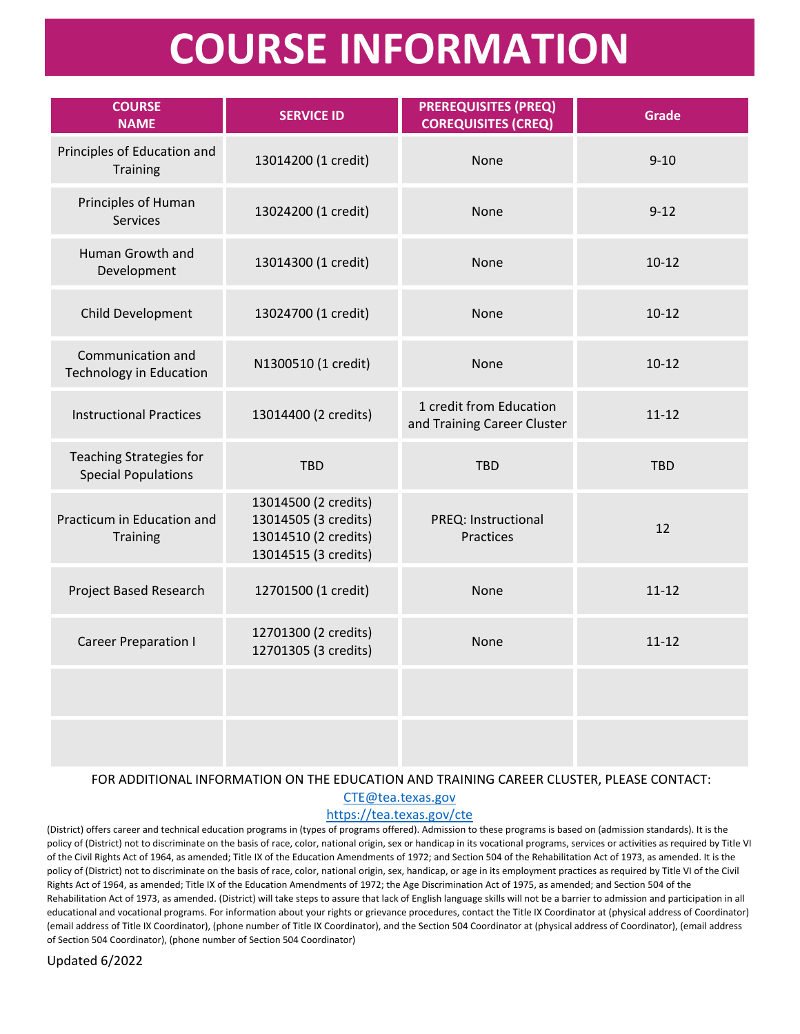# COURSE INFORMATION

| COURSE NAME | SERVICE ID | PREREQUISITES (PREQ) COREQUISITES (CREQ) | Grade |
|---|---|---|---|
| Principles of Education and Training | 13014200 (1 credit) | None | 9-10 |
| Principles of Human Services | 13024200 (1 credit) | None | 9-12 |
| Human Growth and Development | 13014300 (1 credit) | None | 10-12 |
| Child Development | 13024700 (1 credit) | None | 10-12 |
| Communication and Technology in Education | N1300510 (1 credit) | None | 10-12 |
| Instructional Practices | 13014400 (2 credits) | 1 credit from Education and Training Career Cluster | 11-12 |
| Teaching Strategies for Special Populations | TBD | TBD | TBD |
| Practicum in Education and Training | 13014500 (2 credits)<br>13014505 (3 credits)<br>13014510 (2 credits)<br>13014515 (3 credits) | PREQ: Instructional Practices | 12 |
| Project Based Research | 12701500 (1 credit) | None | 11-12 |
| Career Preparation I | 12701300 (2 credits)<br>12701305 (3 credits) | None | 11-12 |
| | | | |
| | | | |

FOR ADDITIONAL INFORMATION ON THE EDUCATION AND TRAINING CAREER CLUSTER, PLEASE CONTACT:

CTE@tea.texas.gov

https://tea.texas.gov/cte

(District) offers career and technical education programs in (types of programs offered). Admission to these programs is based on (admission standards). It is the policy of (District) not to discriminate on the basis of race, color, national origin, sex or handicap in its vocational programs, services or activities as required by Title VI of the Civil Rights Act of 1964, as amended; Title IX of the Education Amendments of 1972; and Section 504 of the Rehabilitation Act of 1973, as amended. It is the policy of (District) not to discriminate on the basis of race, color, national origin, sex, handicap, or age in its employment practices as required by Title VI of the Civil Rights Act of 1964, as amended; Title IX of the Education Amendments of 1972; the Age Discrimination Act of 1975, as amended; and Section 504 of the Rehabilitation Act of 1973, as amended. (District) will take steps to assure that lack of English language skills will not be a barrier to admission and participation in all educational and vocational programs. For information about your rights or grievance procedures, contact the Title IX Coordinator at (physical address of Coordinator) (email address of Title IX Coordinator), (phone number of Title IX Coordinator), and the Section 504 Coordinator at (physical address of Coordinator), (email address of Section 504 Coordinator), (phone number of Section 504 Coordinator)

Updated 6/2022